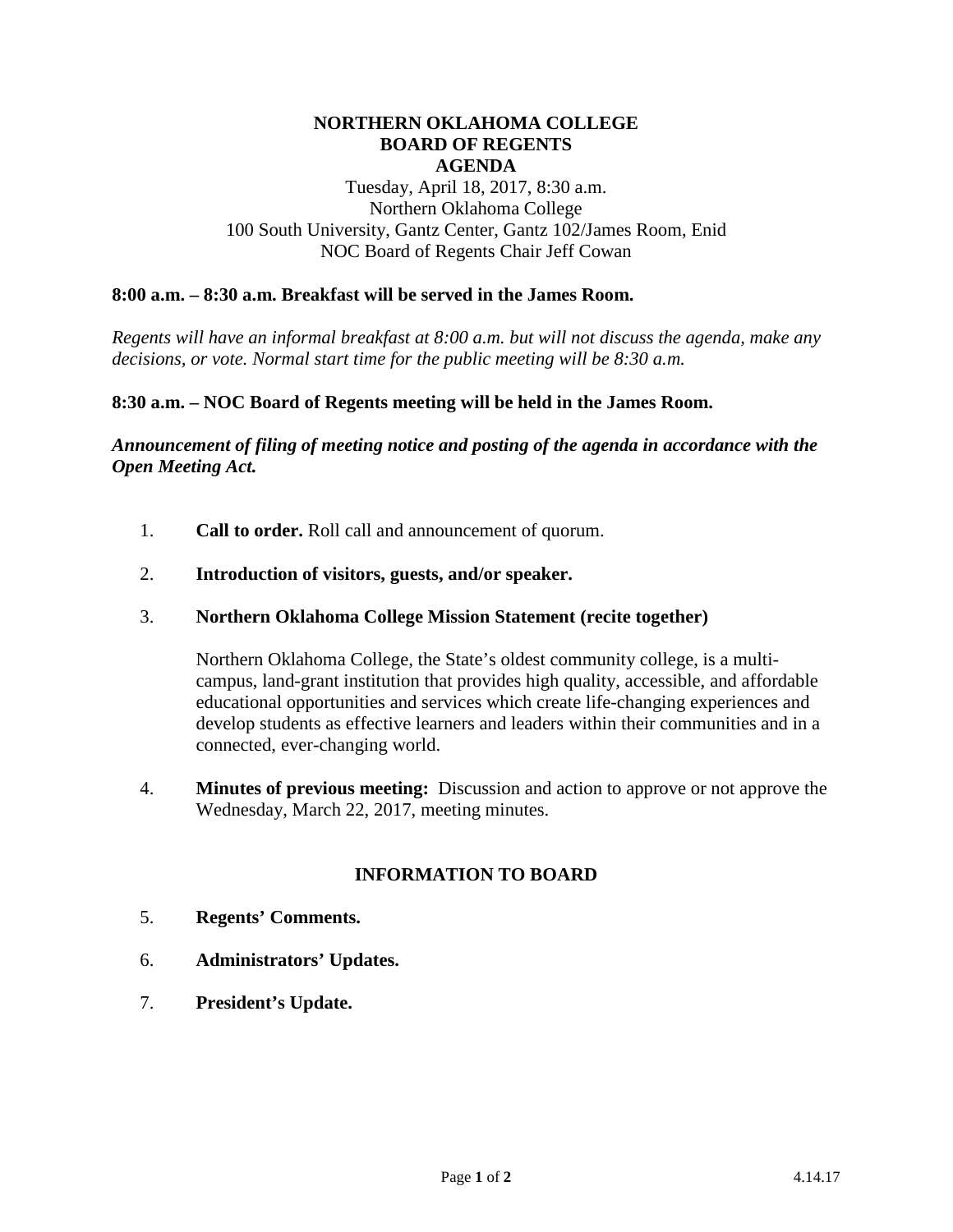# NORTHERN OKLAHOMA COLLEGE
# BOARD OF REGENTS
# AGENDA

Tuesday, April 18, 2017, 8:30 a.m.
Northern Oklahoma College
100 South University, Gantz Center, Gantz 102/James Room, Enid
NOC Board of Regents Chair Jeff Cowan

**8:00 a.m. – 8:30 a.m. Breakfast will be served in the James Room.**

*Regents will have an informal breakfast at 8:00 a.m. but will not discuss the agenda, make any decisions, or vote. Normal start time for the public meeting will be 8:30 a.m.*

**8:30 a.m. – NOC Board of Regents meeting will be held in the James Room.**

***Announcement of filing of meeting notice and posting of the agenda in accordance with the Open Meeting Act.***

1. **Call to order.** Roll call and announcement of quorum.

2. **Introduction of visitors, guests, and/or speaker.**

3. **Northern Oklahoma College Mission Statement (recite together)**

   Northern Oklahoma College, the State's oldest community college, is a multi-campus, land-grant institution that provides high quality, accessible, and affordable educational opportunities and services which create life-changing experiences and develop students as effective learners and leaders within their communities and in a connected, ever-changing world.

4. **Minutes of previous meeting:** Discussion and action to approve or not approve the Wednesday, March 22, 2017, meeting minutes.

## INFORMATION TO BOARD

5. **Regents' Comments.**

6. **Administrators' Updates.**

7. **President's Update.**

4.14.17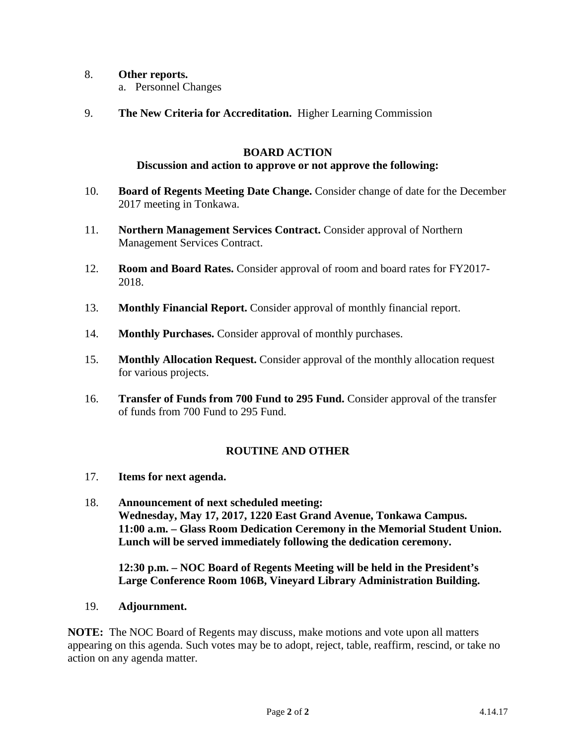8. **Other reports.**
   a. Personnel Changes

9. **The New Criteria for Accreditation.** Higher Learning Commission

**BOARD ACTION**

**Discussion and action to approve or not approve the following:**

10. **Board of Regents Meeting Date Change.** Consider change of date for the December 2017 meeting in Tonkawa.

11. **Northern Management Services Contract.** Consider approval of Northern Management Services Contract.

12. **Room and Board Rates.** Consider approval of room and board rates for FY2017-2018.

13. **Monthly Financial Report.** Consider approval of monthly financial report.

14. **Monthly Purchases.** Consider approval of monthly purchases.

15. **Monthly Allocation Request.** Consider approval of the monthly allocation request for various projects.

16. **Transfer of Funds from 700 Fund to 295 Fund.** Consider approval of the transfer of funds from 700 Fund to 295 Fund.

**ROUTINE AND OTHER**

17. **Items for next agenda.**

18. **Announcement of next scheduled meeting:**
    **Wednesday, May 17, 2017, 1220 East Grand Avenue, Tonkawa Campus.**
    **11:00 a.m. – Glass Room Dedication Ceremony in the Memorial Student Union. Lunch will be served immediately following the dedication ceremony.**

    **12:30 p.m. – NOC Board of Regents Meeting will be held in the President's Large Conference Room 106B, Vineyard Library Administration Building.**

19. **Adjournment.**

**NOTE:** The NOC Board of Regents may discuss, make motions and vote upon all matters appearing on this agenda. Such votes may be to adopt, reject, table, reaffirm, rescind, or take no action on any agenda matter.

4.14.17